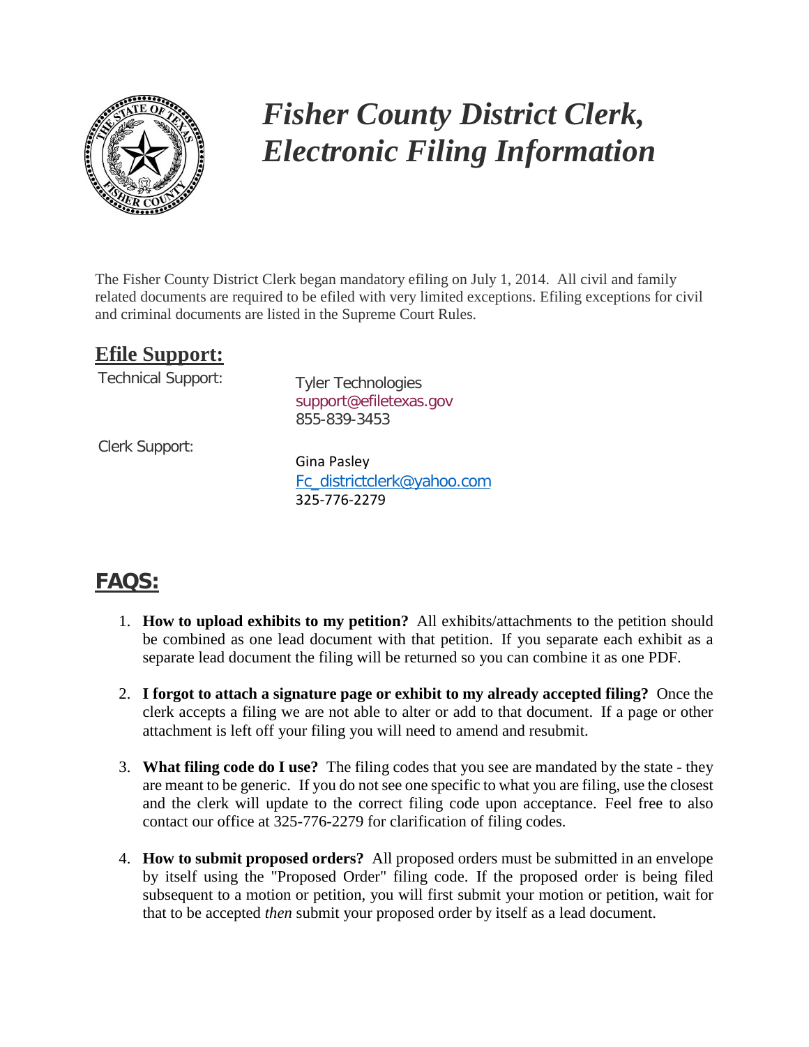# *Fisher County District Clerk, Electronic Filing Information*

The Fisher County District Clerk began mandatory efiling on July 1, 2014. All civil and family related documents are required to be efiled with very limited exceptions. Efiling exceptions for civil and criminal documents are listed in the Supreme Court Rules.

## Efile Support:

Technical Support:

Tyler Technologies
support@efiletexas.gov
855-839-3453

Clerk Support:

Gina Pasley
Fc_districtclerk@yahoo.com
325-776-2279

## FAQS:

1. **How to upload exhibits to my petition?** All exhibits/attachments to the petition should be combined as one lead document with that petition. If you separate each exhibit as a separate lead document the filing will be returned so you can combine it as one PDF.

2. **I forgot to attach a signature page or exhibit to my already accepted filing?** Once the clerk accepts a filing we are not able to alter or add to that document. If a page or other attachment is left off your filing you will need to amend and resubmit.

3. **What filing code do I use?** The filing codes that you see are mandated by the state - they are meant to be generic. If you do not see one specific to what you are filing, use the closest and the clerk will update to the correct filing code upon acceptance. Feel free to also contact our office at 325-776-2279 for clarification of filing codes.

4. **How to submit proposed orders?** All proposed orders must be submitted in an envelope by itself using the "Proposed Order" filing code. If the proposed order is being filed subsequent to a motion or petition, you will first submit your motion or petition, wait for that to be accepted *then* submit your proposed order by itself as a lead document.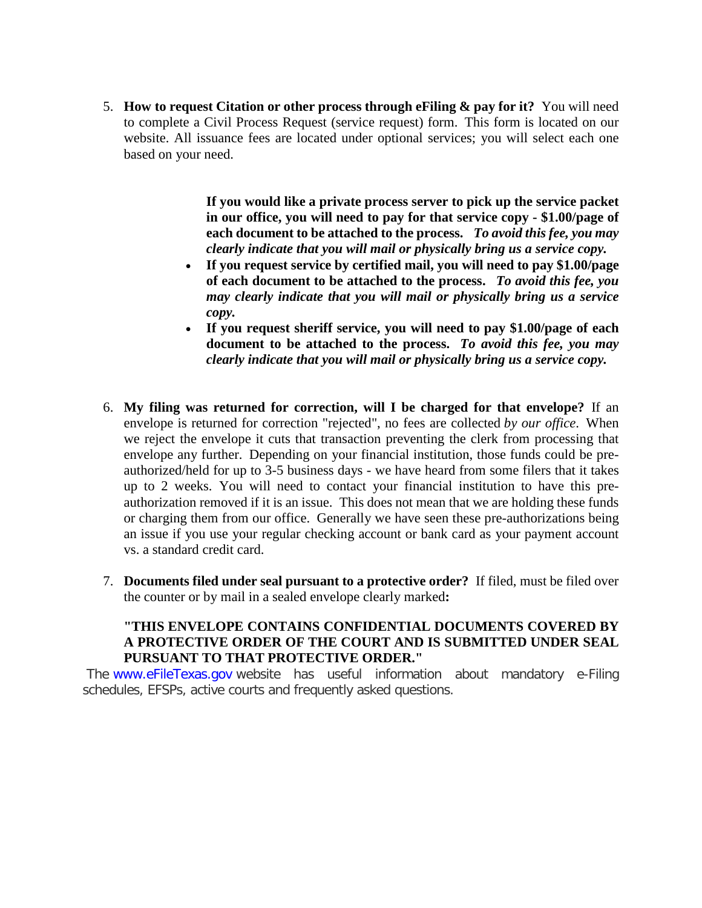5. **How to request Citation or other process through eFiling & pay for it?** You will need to complete a Civil Process Request (service request) form. This form is located on our website. All issuance fees are located under optional services; you will select each one based on your need.

   - **If you would like a private process server to pick up the service packet in our office, you will need to pay for that service copy - $1.00/page of each document to be attached to the process.** ***To avoid this fee, you may clearly indicate that you will mail or physically bring us a service copy.***
   - **If you request service by certified mail, you will need to pay $1.00/page of each document to be attached to the process.** ***To avoid this fee, you may clearly indicate that you will mail or physically bring us a service copy.***
   - **If you request sheriff service, you will need to pay $1.00/page of each document to be attached to the process.** ***To avoid this fee, you may clearly indicate that you will mail or physically bring us a service copy.***

6. **My filing was returned for correction, will I be charged for that envelope?** If an envelope is returned for correction "rejected", no fees are collected *by our office*. When we reject the envelope it cuts that transaction preventing the clerk from processing that envelope any further. Depending on your financial institution, those funds could be pre-authorized/held for up to 3-5 business days - we have heard from some filers that it takes up to 2 weeks. You will need to contact your financial institution to have this pre-authorization removed if it is an issue. This does not mean that we are holding these funds or charging them from our office. Generally we have seen these pre-authorizations being an issue if you use your regular checking account or bank card as your payment account vs. a standard credit card.

7. **Documents filed under seal pursuant to a protective order?** If filed, must be filed over the counter or by mail in a sealed envelope clearly marked**:**

   **"THIS ENVELOPE CONTAINS CONFIDENTIAL DOCUMENTS COVERED BY A PROTECTIVE ORDER OF THE COURT AND IS SUBMITTED UNDER SEAL PURSUANT TO THAT PROTECTIVE ORDER."**

The www.eFileTexas.gov website has useful information about mandatory e-Filing schedules, EFSPs, active courts and frequently asked questions.